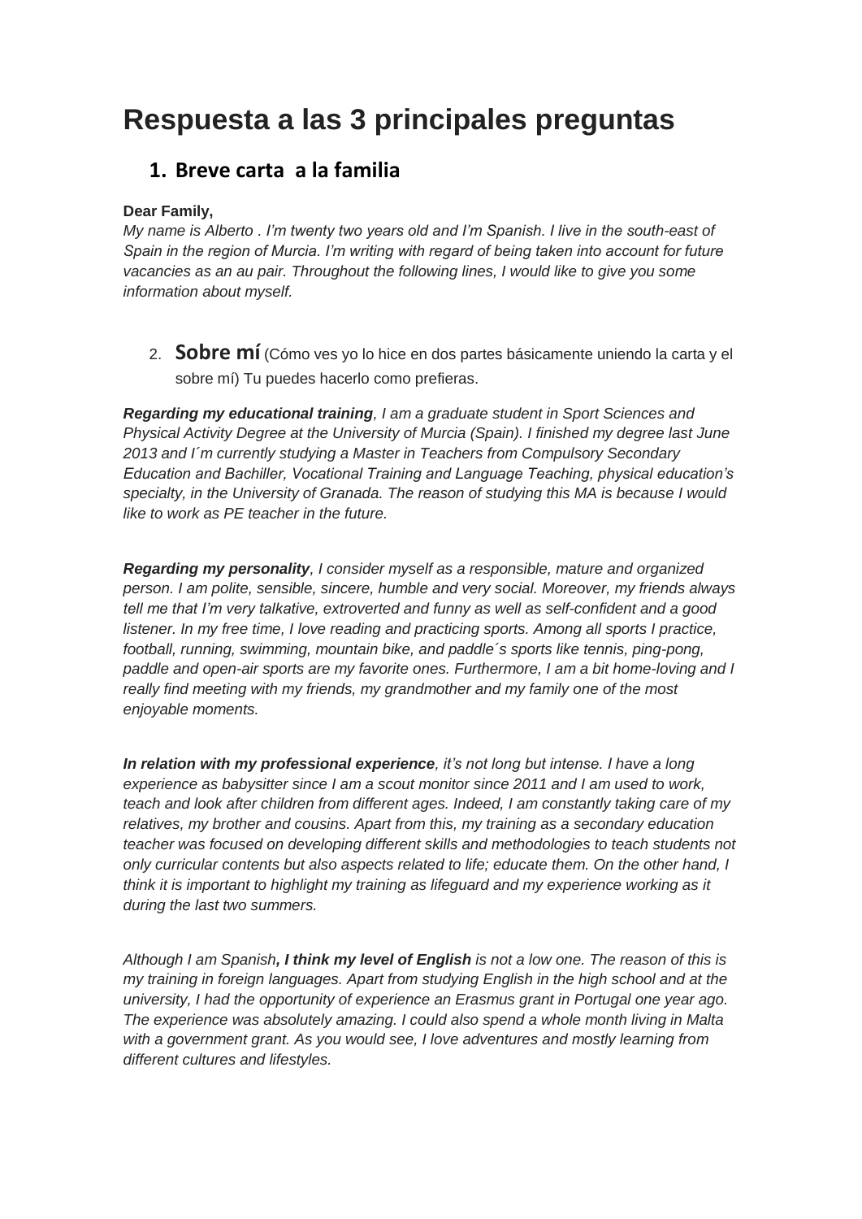# Respuesta a las 3 principales preguntas

## 1. Breve carta a la familia

**Dear Family,**

*My name is Alberto . I'm twenty two years old and I'm Spanish. I live in the south-east of Spain in the region of Murcia. I'm writing with regard of being taken into account for future vacancies as an au pair. Throughout the following lines, I would like to give you some information about myself.*

2. **Sobre mí** (Cómo ves yo lo hice en dos partes básicamente uniendo la carta y el sobre mí) Tu puedes hacerlo como prefieras.

***Regarding my educational training****, I am a graduate student in Sport Sciences and Physical Activity Degree at the University of Murcia (Spain). I finished my degree last June 2013 and I´m currently studying a Master in Teachers from Compulsory Secondary Education and Bachiller, Vocational Training and Language Teaching, physical education's specialty, in the University of Granada. The reason of studying this MA is because I would like to work as PE teacher in the future.*

***Regarding my personality****, I consider myself as a responsible, mature and organized person. I am polite, sensible, sincere, humble and very social. Moreover, my friends always tell me that I'm very talkative, extroverted and funny as well as self-confident and a good listener. In my free time, I love reading and practicing sports. Among all sports I practice, football, running, swimming, mountain bike, and paddle´s sports like tennis, ping-pong, paddle and open-air sports are my favorite ones. Furthermore, I am a bit home-loving and I really find meeting with my friends, my grandmother and my family one of the most enjoyable moments.*

***In relation with my professional experience****, it's not long but intense. I have a long experience as babysitter since I am a scout monitor since 2011 and I am used to work, teach and look after children from different ages. Indeed, I am constantly taking care of my relatives, my brother and cousins. Apart from this, my training as a secondary education teacher was focused on developing different skills and methodologies to teach students not only curricular contents but also aspects related to life; educate them. On the other hand, I think it is important to highlight my training as lifeguard and my experience working as it during the last two summers.*

*Although I am Spanish****, I think my level of English*** *is not a low one. The reason of this is my training in foreign languages. Apart from studying English in the high school and at the university, I had the opportunity of experience an Erasmus grant in Portugal one year ago. The experience was absolutely amazing. I could also spend a whole month living in Malta with a government grant. As you would see, I love adventures and mostly learning from different cultures and lifestyles.*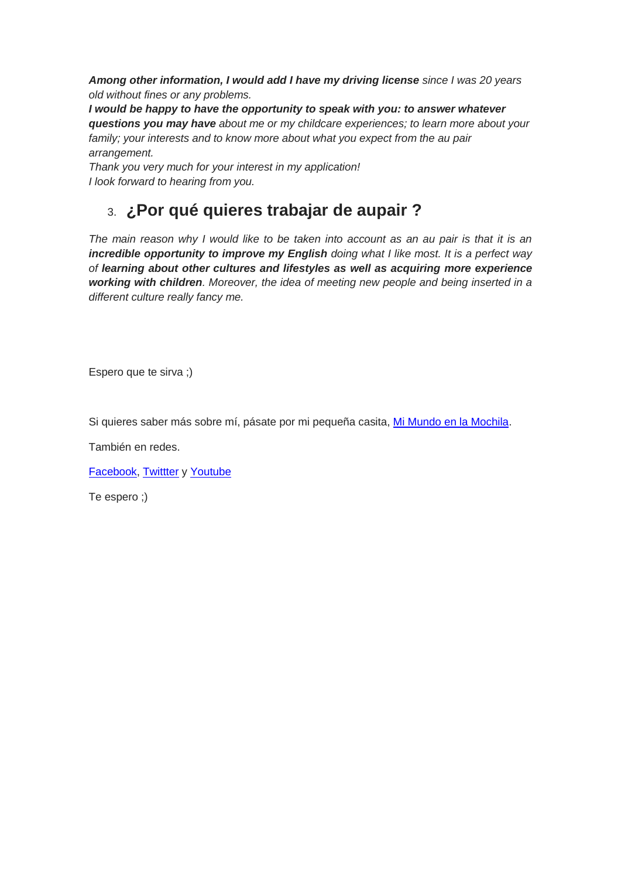***Among other information, I would add I have my driving license*** *since I was 20 years old without fines or any problems.*
***I would be happy to have the opportunity to speak with you: to answer whatever questions you may have*** *about me or my childcare experiences; to learn more about your family; your interests and to know more about what you expect from the au pair arrangement.*
*Thank you very much for your interest in my application!*
*I look forward to hearing from you.*

## 3. ¿Por qué quieres trabajar de aupair ?

*The main reason why I would like to be taken into account as an au pair is that it is an* ***incredible opportunity to improve my English*** *doing what I like most. It is a perfect way of* ***learning about other cultures and lifestyles as well as acquiring more experience working with children****. Moreover, the idea of meeting new people and being inserted in a different culture really fancy me.*

Espero que te sirva ;)

Si quieres saber más sobre mí, pásate por mi pequeña casita, Mi Mundo en la Mochila.

También en redes.

Facebook, Twittter y Youtube

Te espero ;)